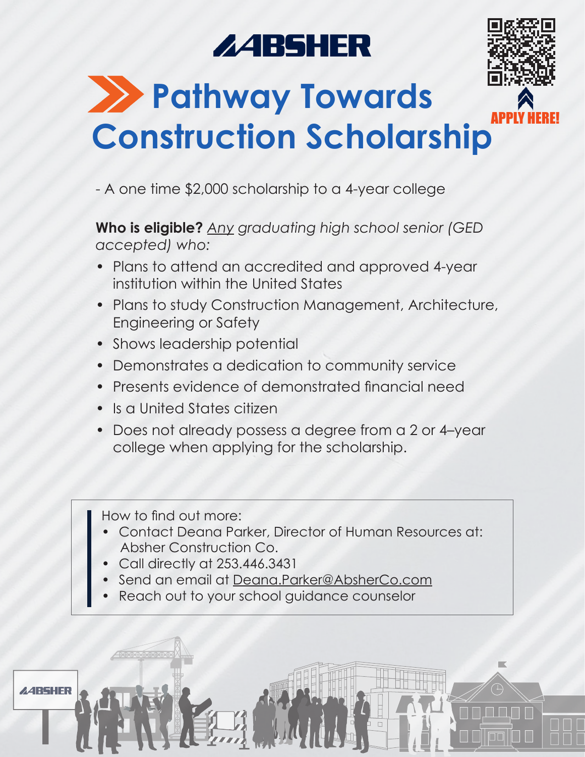ABSHER

# Pathway Towards Construction Scholarship

APPLY HERE!

- A one time $2,000 scholarship to a 4-year college

**Who is eligible?** *__Any__ graduating high school senior (GED accepted) who:*

- Plans to attend an accredited and approved 4-year institution within the United States
- Plans to study Construction Management, Architecture, Engineering or Safety
- Shows leadership potential
- Demonstrates a dedication to community service
- Presents evidence of demonstrated financial need
- Is a United States citizen
- Does not already possess a degree from a 2 or 4–year college when applying for the scholarship.

How to find out more:

- Contact Deana Parker, Director of Human Resources at: Absher Construction Co.
- Call directly at 253.446.3431
- Send an email at Deana.Parker@AbsherCo.com
- Reach out to your school guidance counselor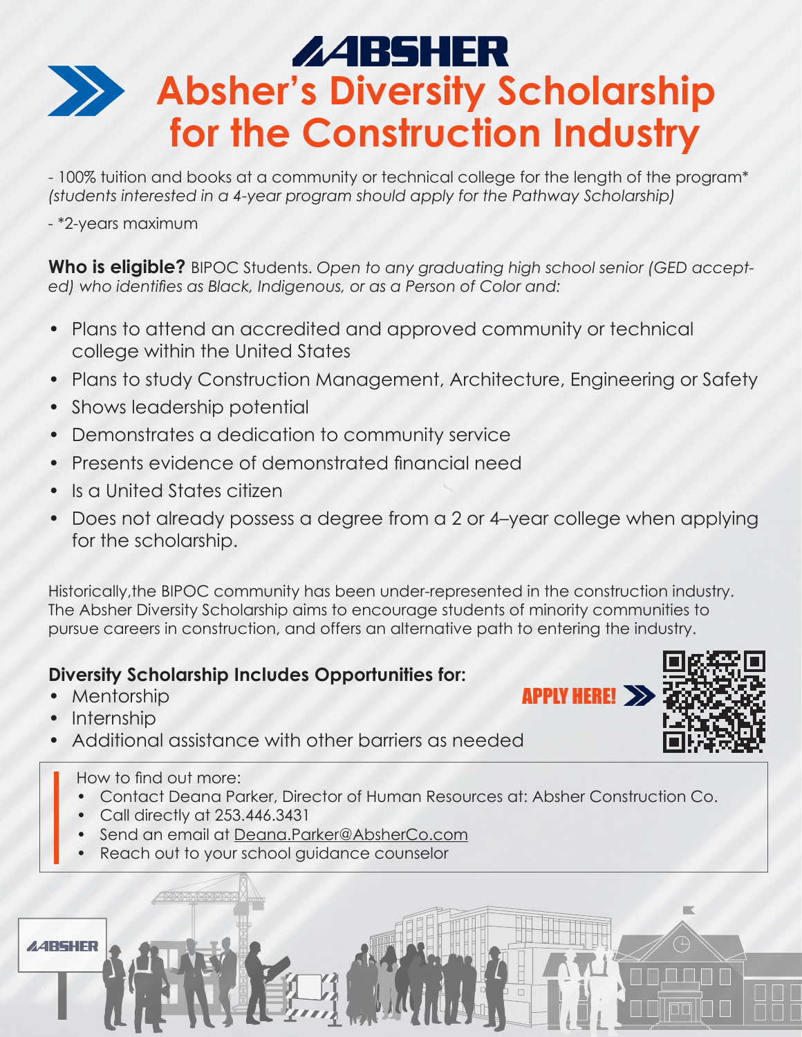# ABSHER

# Absher's Diversity Scholarship for the Construction Industry

- 100% tuition and books at a community or technical college for the length of the program* *(students interested in a 4-year program should apply for the Pathway Scholarship)*

- *2-years maximum

**Who is eligible?** BIPOC Students. *Open to any graduating high school senior (GED accepted) who identifies as Black, Indigenous, or as a Person of Color and:*

- Plans to attend an accredited and approved community or technical college within the United States
- Plans to study Construction Management, Architecture, Engineering or Safety
- Shows leadership potential
- Demonstrates a dedication to community service
- Presents evidence of demonstrated financial need
- Is a United States citizen
- Does not already possess a degree from a 2 or 4–year college when applying for the scholarship.

Historically,the BIPOC community has been under-represented in the construction industry. The Absher Diversity Scholarship aims to encourage students of minority communities to pursue careers in construction, and offers an alternative path to entering the industry.

**Diversity Scholarship Includes Opportunities for:**

- Mentorship
- Internship
- Additional assistance with other barriers as needed

APPLY HERE!

How to find out more:

- Contact Deana Parker, Director of Human Resources at: Absher Construction Co.
- Call directly at 253.446.3431
- Send an email at Deana.Parker@AbsherCo.com
- Reach out to your school guidance counselor